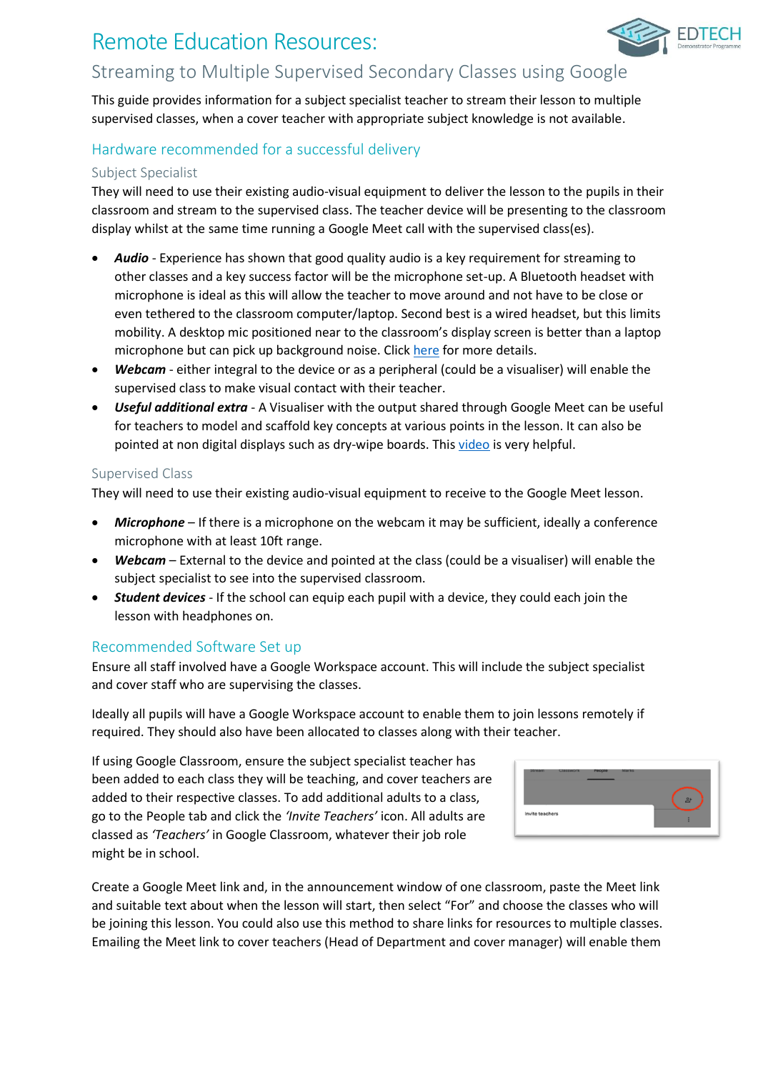# Remote Education Resources:

## Streaming to Multiple Supervised Secondary Classes using Google

This guide provides information for a subject specialist teacher to stream their lesson to multiple supervised classes, when a cover teacher with appropriate subject knowledge is not available.

### Hardware recommended for a successful delivery

#### Subject Specialist

They will need to use their existing audio-visual equipment to deliver the lesson to the pupils in their classroom and stream to the supervised class. The teacher device will be presenting to the classroom display whilst at the same time running a Google Meet call with the supervised class(es).

- ***Audio*** - Experience has shown that good quality audio is a key requirement for streaming to other classes and a key success factor will be the microphone set-up. A Bluetooth headset with microphone is ideal as this will allow the teacher to move around and not have to be close or even tethered to the classroom computer/laptop. Second best is a wired headset, but this limits mobility. A desktop mic positioned near to the classroom's display screen is better than a laptop microphone but can pick up background noise. Click here for more details.
- ***Webcam*** - either integral to the device or as a peripheral (could be a visualiser) will enable the supervised class to make visual contact with their teacher.
- ***Useful additional extra*** - A Visualiser with the output shared through Google Meet can be useful for teachers to model and scaffold key concepts at various points in the lesson. It can also be pointed at non digital displays such as dry-wipe boards. This video is very helpful.

#### Supervised Class

They will need to use their existing audio-visual equipment to receive to the Google Meet lesson.

- ***Microphone*** – If there is a microphone on the webcam it may be sufficient, ideally a conference microphone with at least 10ft range.
- ***Webcam*** – External to the device and pointed at the class (could be a visualiser) will enable the subject specialist to see into the supervised classroom.
- ***Student devices*** - If the school can equip each pupil with a device, they could each join the lesson with headphones on.

### Recommended Software Set up

Ensure all staff involved have a Google Workspace account. This will include the subject specialist and cover staff who are supervising the classes.

Ideally all pupils will have a Google Workspace account to enable them to join lessons remotely if required. They should also have been allocated to classes along with their teacher.

If using Google Classroom, ensure the subject specialist teacher has been added to each class they will be teaching, and cover teachers are added to their respective classes. To add additional adults to a class, go to the People tab and click the *'Invite Teachers'* icon. All adults are classed as *'Teachers'* in Google Classroom, whatever their job role might be in school.

Create a Google Meet link and, in the announcement window of one classroom, paste the Meet link and suitable text about when the lesson will start, then select "For" and choose the classes who will be joining this lesson. You could also use this method to share links for resources to multiple classes. Emailing the Meet link to cover teachers (Head of Department and cover manager) will enable them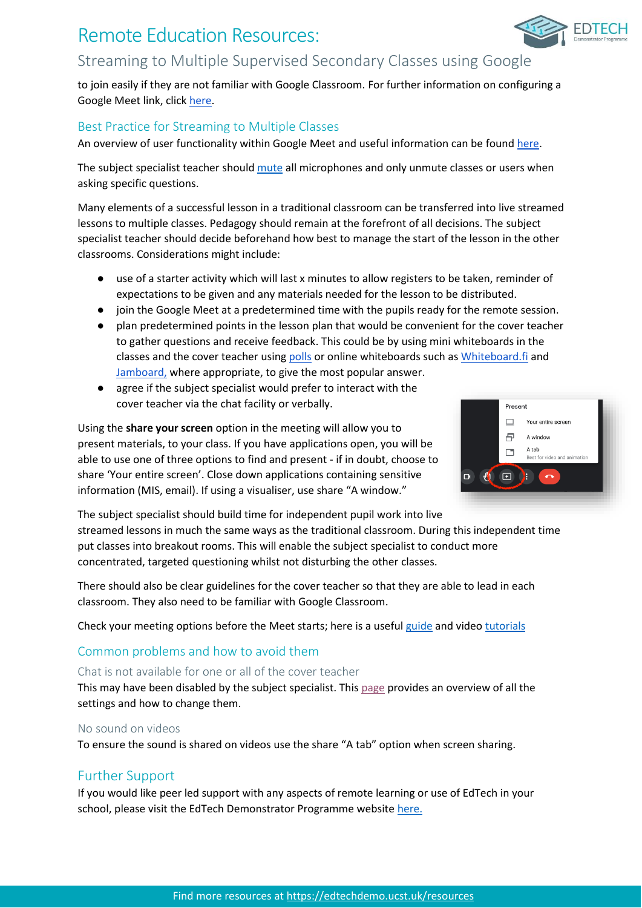to join easily if they are not familiar with Google Classroom. For further information on configuring a Google Meet link, click here.

## Best Practice for Streaming to Multiple Classes

An overview of user functionality within Google Meet and useful information can be found here.

The subject specialist teacher should mute all microphones and only unmute classes or users when asking specific questions.

Many elements of a successful lesson in a traditional classroom can be transferred into live streamed lessons to multiple classes. Pedagogy should remain at the forefront of all decisions. The subject specialist teacher should decide beforehand how best to manage the start of the lesson in the other classrooms. Considerations might include:

- use of a starter activity which will last x minutes to allow registers to be taken, reminder of expectations to be given and any materials needed for the lesson to be distributed.
- join the Google Meet at a predetermined time with the pupils ready for the remote session.
- plan predetermined points in the lesson plan that would be convenient for the cover teacher to gather questions and receive feedback. This could be by using mini whiteboards in the classes and the cover teacher using polls or online whiteboards such as Whiteboard.fi and Jamboard, where appropriate, to give the most popular answer.
- agree if the subject specialist would prefer to interact with the cover teacher via the chat facility or verbally.

Using the **share your screen** option in the meeting will allow you to present materials, to your class. If you have applications open, you will be able to use one of three options to find and present - if in doubt, choose to share 'Your entire screen'. Close down applications containing sensitive information (MIS, email). If using a visualiser, use share "A window."

The subject specialist should build time for independent pupil work into live streamed lessons in much the same ways as the traditional classroom. During this independent time put classes into breakout rooms. This will enable the subject specialist to conduct more concentrated, targeted questioning whilst not disturbing the other classes.

There should also be clear guidelines for the cover teacher so that they are able to lead in each classroom. They also need to be familiar with Google Classroom.

Check your meeting options before the Meet starts; here is a useful guide and video tutorials

## Common problems and how to avoid them

### Chat is not available for one or all of the cover teacher

This may have been disabled by the subject specialist. This page provides an overview of all the settings and how to change them.

### No sound on videos

To ensure the sound is shared on videos use the share "A tab" option when screen sharing.

## Further Support

If you would like peer led support with any aspects of remote learning or use of EdTech in your school, please visit the EdTech Demonstrator Programme website here.